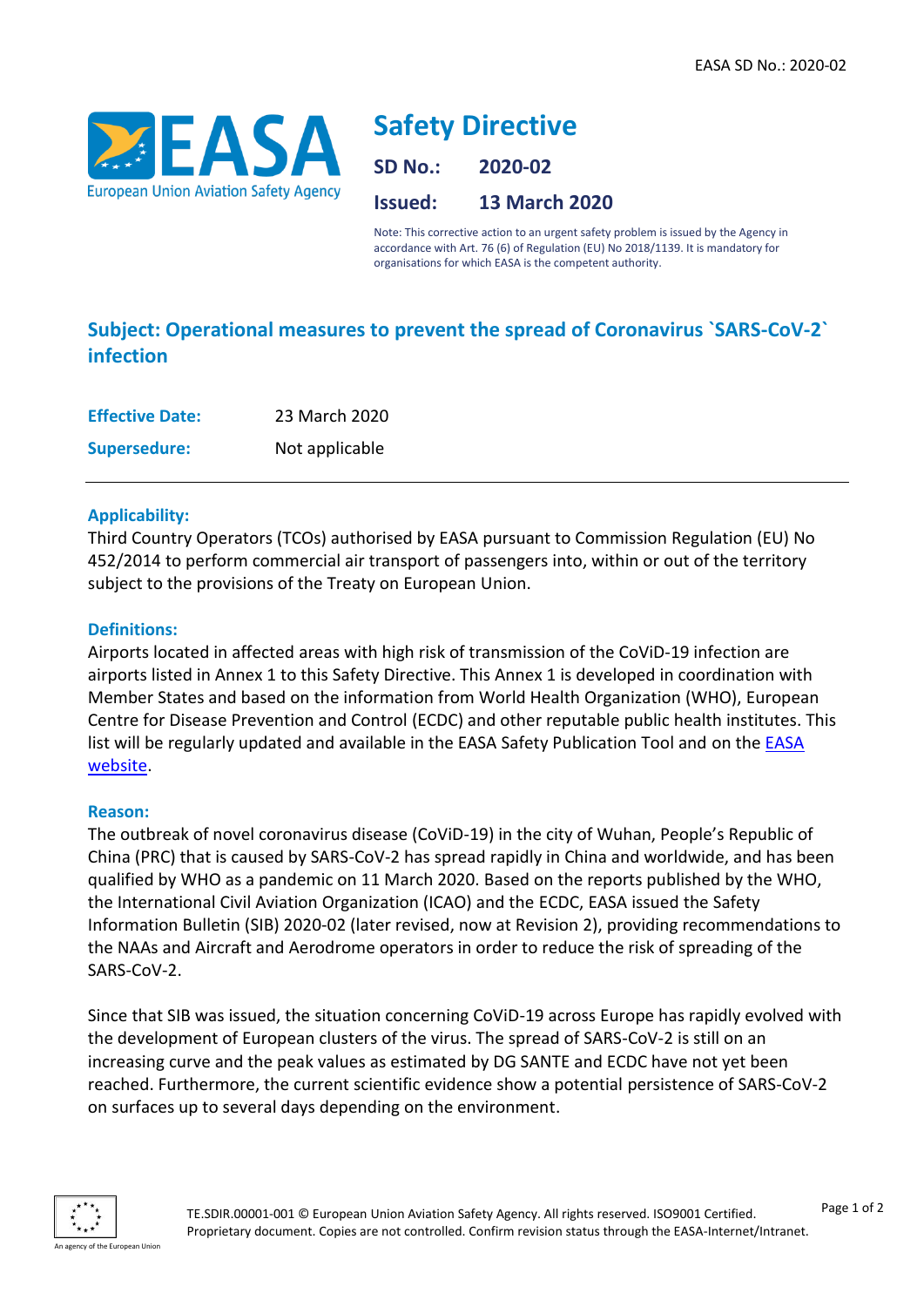# Safety Directive

**SD No.:** 2020-02

**Issued:** 13 March 2020

Note: This corrective action to an urgent safety problem is issued by the Agency in accordance with Art. 76 (6) of Regulation (EU) No 2018/1139. It is mandatory for organisations for which EASA is the competent authority.

## Subject: Operational measures to prevent the spread of Coronavirus `SARS-CoV-2` infection

**Effective Date:** 23 March 2020

**Supersedure:** Not applicable

---

### Applicability:

Third Country Operators (TCOs) authorised by EASA pursuant to Commission Regulation (EU) No 452/2014 to perform commercial air transport of passengers into, within or out of the territory subject to the provisions of the Treaty on European Union.

### Definitions:

Airports located in affected areas with high risk of transmission of the CoViD-19 infection are airports listed in Annex 1 to this Safety Directive. This Annex 1 is developed in coordination with Member States and based on the information from World Health Organization (WHO), European Centre for Disease Prevention and Control (ECDC) and other reputable public health institutes. This list will be regularly updated and available in the EASA Safety Publication Tool and on the EASA website.

### Reason:

The outbreak of novel coronavirus disease (CoViD-19) in the city of Wuhan, People's Republic of China (PRC) that is caused by SARS-CoV-2 has spread rapidly in China and worldwide, and has been qualified by WHO as a pandemic on 11 March 2020. Based on the reports published by the WHO, the International Civil Aviation Organization (ICAO) and the ECDC, EASA issued the Safety Information Bulletin (SIB) 2020-02 (later revised, now at Revision 2), providing recommendations to the NAAs and Aircraft and Aerodrome operators in order to reduce the risk of spreading of the SARS-CoV-2.

Since that SIB was issued, the situation concerning CoViD-19 across Europe has rapidly evolved with the development of European clusters of the virus. The spread of SARS-CoV-2 is still on an increasing curve and the peak values as estimated by DG SANTE and ECDC have not yet been reached. Furthermore, the current scientific evidence show a potential persistence of SARS-CoV-2 on surfaces up to several days depending on the environment.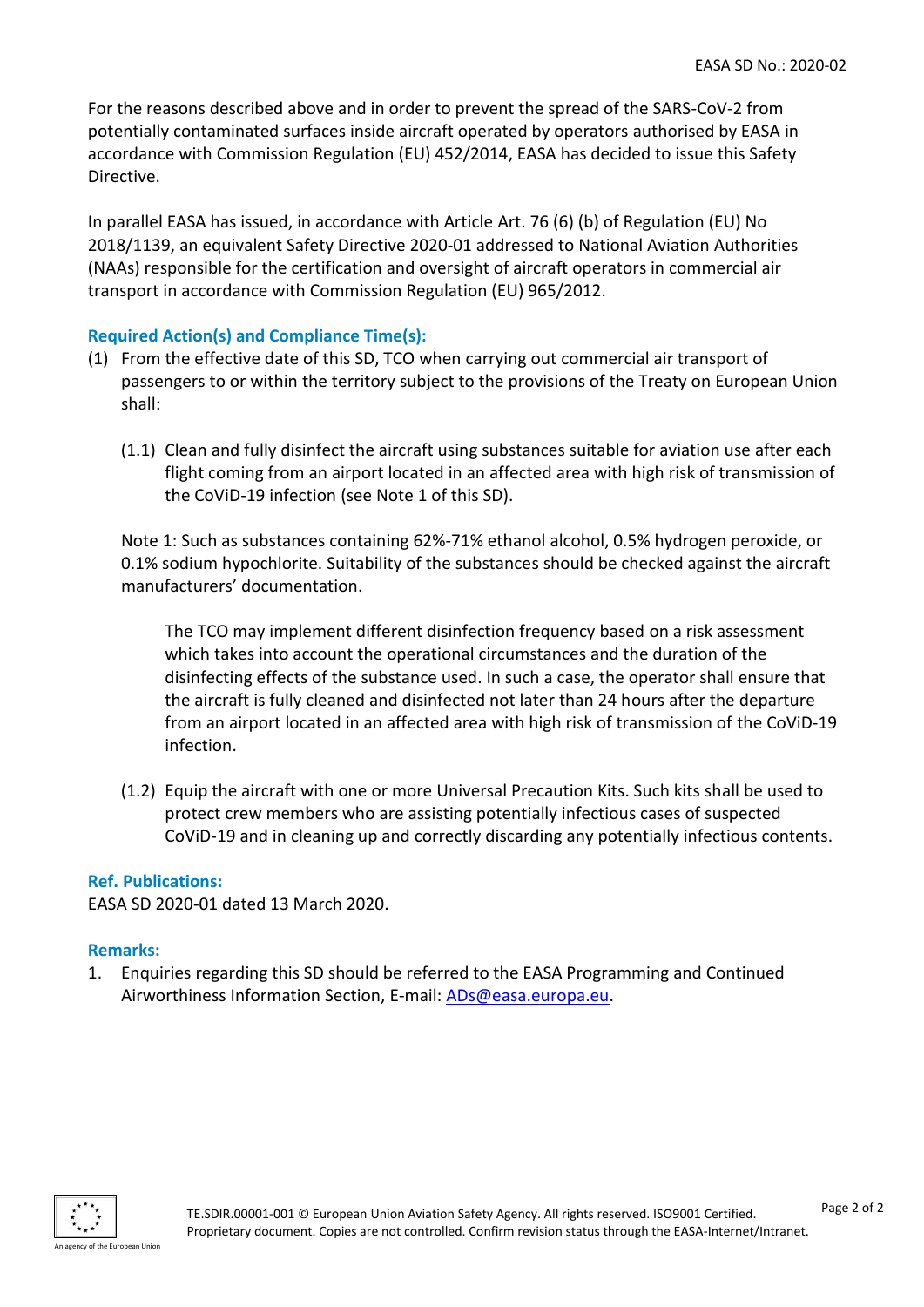For the reasons described above and in order to prevent the spread of the SARS-CoV-2 from potentially contaminated surfaces inside aircraft operated by operators authorised by EASA in accordance with Commission Regulation (EU) 452/2014, EASA has decided to issue this Safety Directive.

In parallel EASA has issued, in accordance with Article Art. 76 (6) (b) of Regulation (EU) No 2018/1139, an equivalent Safety Directive 2020-01 addressed to National Aviation Authorities (NAAs) responsible for the certification and oversight of aircraft operators in commercial air transport in accordance with Commission Regulation (EU) 965/2012.

### Required Action(s) and Compliance Time(s):

(1) From the effective date of this SD, TCO when carrying out commercial air transport of passengers to or within the territory subject to the provisions of the Treaty on European Union shall:

(1.1) Clean and fully disinfect the aircraft using substances suitable for aviation use after each flight coming from an airport located in an affected area with high risk of transmission of the CoViD-19 infection (see Note 1 of this SD).

Note 1: Such as substances containing 62%-71% ethanol alcohol, 0.5% hydrogen peroxide, or 0.1% sodium hypochlorite. Suitability of the substances should be checked against the aircraft manufacturers' documentation.

The TCO may implement different disinfection frequency based on a risk assessment which takes into account the operational circumstances and the duration of the disinfecting effects of the substance used. In such a case, the operator shall ensure that the aircraft is fully cleaned and disinfected not later than 24 hours after the departure from an airport located in an affected area with high risk of transmission of the CoViD-19 infection.

(1.2) Equip the aircraft with one or more Universal Precaution Kits. Such kits shall be used to protect crew members who are assisting potentially infectious cases of suspected CoViD-19 and in cleaning up and correctly discarding any potentially infectious contents.

### Ref. Publications:

EASA SD 2020-01 dated 13 March 2020.

### Remarks:

1. Enquiries regarding this SD should be referred to the EASA Programming and Continued Airworthiness Information Section, E-mail: ADs@easa.europa.eu.